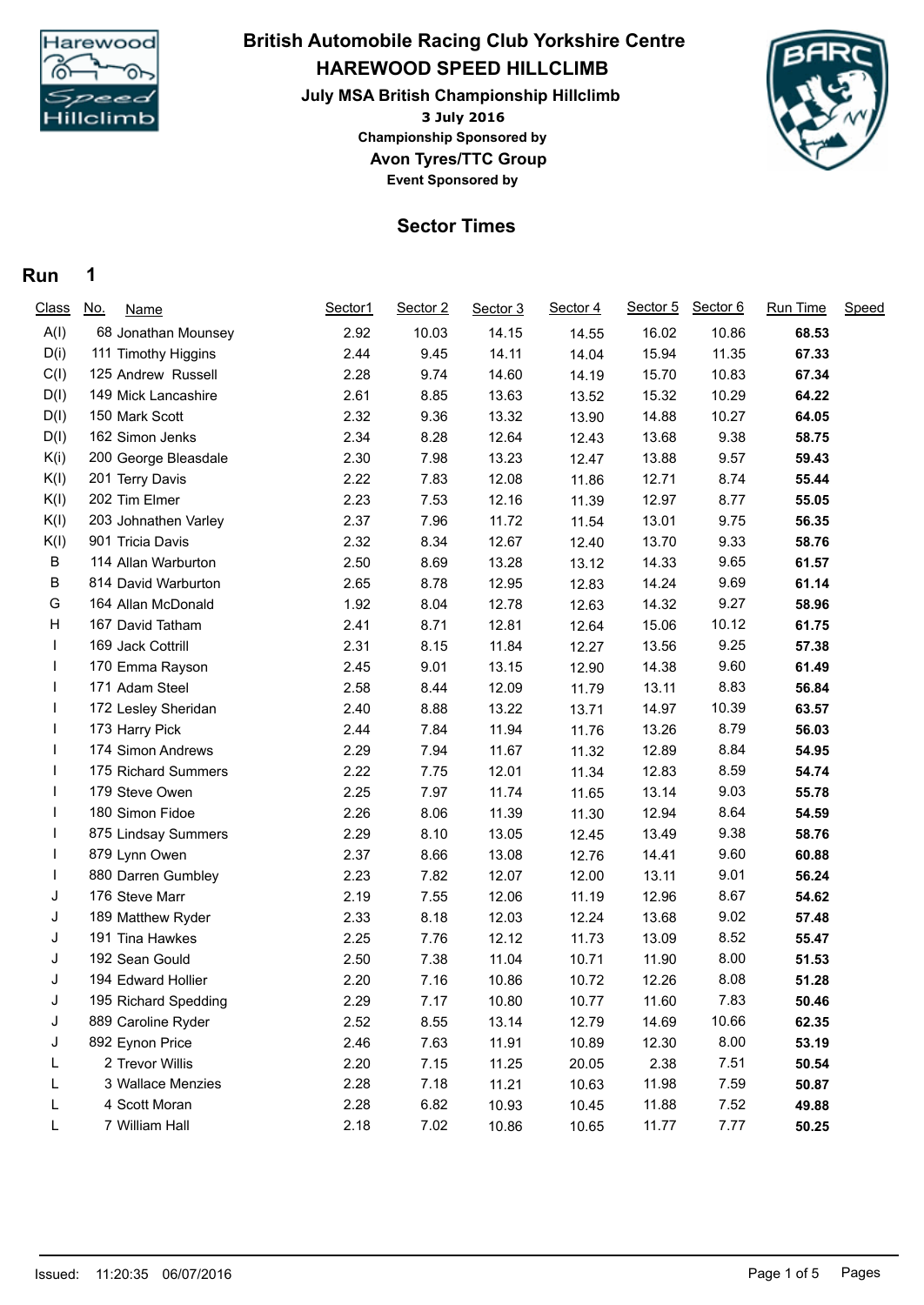# British Automobile Racing Club Yorkshire Centre

## HAREWOOD SPEED HILLCLIMB

### July MSA British Championship Hillclimb

**3 July 2016**

**Championship Sponsored by**

**Avon Tyres/TTC Group**

**Event Sponsored by**

## Sector Times

### Run 1

| Class | No. | Name | Sector1 | Sector 2 | Sector 3 | Sector 4 | Sector 5 | Sector 6 | Run Time | Speed |
|---|---|---|---|---|---|---|---|---|---|---|
| A(I) | 68 | Jonathan Mounsey | 2.92 | 10.03 | 14.15 | 14.55 | 16.02 | 10.86 | **68.53** | |
| D(i) | 111 | Timothy Higgins | 2.44 | 9.45 | 14.11 | 14.04 | 15.94 | 11.35 | **67.33** | |
| C(I) | 125 | Andrew Russell | 2.28 | 9.74 | 14.60 | 14.19 | 15.70 | 10.83 | **67.34** | |
| D(I) | 149 | Mick Lancashire | 2.61 | 8.85 | 13.63 | 13.52 | 15.32 | 10.29 | **64.22** | |
| D(I) | 150 | Mark Scott | 2.32 | 9.36 | 13.32 | 13.90 | 14.88 | 10.27 | **64.05** | |
| D(I) | 162 | Simon Jenks | 2.34 | 8.28 | 12.64 | 12.43 | 13.68 | 9.38 | **58.75** | |
| K(i) | 200 | George Bleasdale | 2.30 | 7.98 | 13.23 | 12.47 | 13.88 | 9.57 | **59.43** | |
| K(I) | 201 | Terry Davis | 2.22 | 7.83 | 12.08 | 11.86 | 12.71 | 8.74 | **55.44** | |
| K(I) | 202 | Tim Elmer | 2.23 | 7.53 | 12.16 | 11.39 | 12.97 | 8.77 | **55.05** | |
| K(I) | 203 | Johnathen Varley | 2.37 | 7.96 | 11.72 | 11.54 | 13.01 | 9.75 | **56.35** | |
| K(I) | 901 | Tricia Davis | 2.32 | 8.34 | 12.67 | 12.40 | 13.70 | 9.33 | **58.76** | |
| B | 114 | Allan Warburton | 2.50 | 8.69 | 13.28 | 13.12 | 14.33 | 9.65 | **61.57** | |
| B | 814 | David Warburton | 2.65 | 8.78 | 12.95 | 12.83 | 14.24 | 9.69 | **61.14** | |
| G | 164 | Allan McDonald | 1.92 | 8.04 | 12.78 | 12.63 | 14.32 | 9.27 | **58.96** | |
| H | 167 | David Tatham | 2.41 | 8.71 | 12.81 | 12.64 | 15.06 | 10.12 | **61.75** | |
| I | 169 | Jack Cottrill | 2.31 | 8.15 | 11.84 | 12.27 | 13.56 | 9.25 | **57.38** | |
| I | 170 | Emma Rayson | 2.45 | 9.01 | 13.15 | 12.90 | 14.38 | 9.60 | **61.49** | |
| I | 171 | Adam Steel | 2.58 | 8.44 | 12.09 | 11.79 | 13.11 | 8.83 | **56.84** | |
| I | 172 | Lesley Sheridan | 2.40 | 8.88 | 13.22 | 13.71 | 14.97 | 10.39 | **63.57** | |
| I | 173 | Harry Pick | 2.44 | 7.84 | 11.94 | 11.76 | 13.26 | 8.79 | **56.03** | |
| I | 174 | Simon Andrews | 2.29 | 7.94 | 11.67 | 11.32 | 12.89 | 8.84 | **54.95** | |
| I | 175 | Richard Summers | 2.22 | 7.75 | 12.01 | 11.34 | 12.83 | 8.59 | **54.74** | |
| I | 179 | Steve Owen | 2.25 | 7.97 | 11.74 | 11.65 | 13.14 | 9.03 | **55.78** | |
| I | 180 | Simon Fidoe | 2.26 | 8.06 | 11.39 | 11.30 | 12.94 | 8.64 | **54.59** | |
| I | 875 | Lindsay Summers | 2.29 | 8.10 | 13.05 | 12.45 | 13.49 | 9.38 | **58.76** | |
| I | 879 | Lynn Owen | 2.37 | 8.66 | 13.08 | 12.76 | 14.41 | 9.60 | **60.88** | |
| I | 880 | Darren Gumbley | 2.23 | 7.82 | 12.07 | 12.00 | 13.11 | 9.01 | **56.24** | |
| J | 176 | Steve Marr | 2.19 | 7.55 | 12.06 | 11.19 | 12.96 | 8.67 | **54.62** | |
| J | 189 | Matthew Ryder | 2.33 | 8.18 | 12.03 | 12.24 | 13.68 | 9.02 | **57.48** | |
| J | 191 | Tina Hawkes | 2.25 | 7.76 | 12.12 | 11.73 | 13.09 | 8.52 | **55.47** | |
| J | 192 | Sean Gould | 2.50 | 7.38 | 11.04 | 10.71 | 11.90 | 8.00 | **51.53** | |
| J | 194 | Edward Hollier | 2.20 | 7.16 | 10.86 | 10.72 | 12.26 | 8.08 | **51.28** | |
| J | 195 | Richard Spedding | 2.29 | 7.17 | 10.80 | 10.77 | 11.60 | 7.83 | **50.46** | |
| J | 889 | Caroline Ryder | 2.52 | 8.55 | 13.14 | 12.79 | 14.69 | 10.66 | **62.35** | |
| J | 892 | Eynon Price | 2.46 | 7.63 | 11.91 | 10.89 | 12.30 | 8.00 | **53.19** | |
| L | 2 | Trevor Willis | 2.20 | 7.15 | 11.25 | 20.05 | 2.38 | 7.51 | **50.54** | |
| L | 3 | Wallace Menzies | 2.28 | 7.18 | 11.21 | 10.63 | 11.98 | 7.59 | **50.87** | |
| L | 4 | Scott Moran | 2.28 | 6.82 | 10.93 | 10.45 | 11.88 | 7.52 | **49.88** | |
| L | 7 | William Hall | 2.18 | 7.02 | 10.86 | 10.65 | 11.77 | 7.77 | **50.25** | |

Issued: 11:20:35 06/07/2016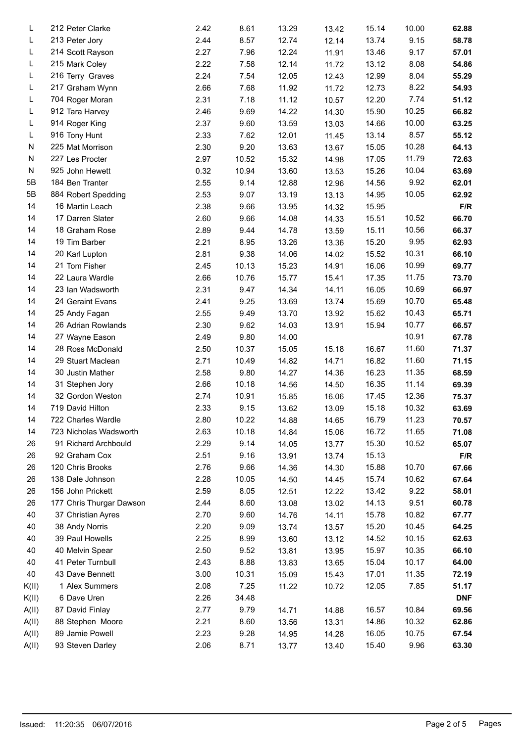| | | | | | | | | |
|---|---|---|---|---|---|---|---|---|
| L | 212 Peter Clarke | 2.42 | 8.61 | 13.29 | 13.42 | 15.14 | 10.00 | **62.88** |
| L | 213 Peter Jory | 2.44 | 8.57 | 12.74 | 12.14 | 13.74 | 9.15 | **58.78** |
| L | 214 Scott Rayson | 2.27 | 7.96 | 12.24 | 11.91 | 13.46 | 9.17 | **57.01** |
| L | 215 Mark Coley | 2.22 | 7.58 | 12.14 | 11.72 | 13.12 | 8.08 | **54.86** |
| L | 216 Terry Graves | 2.24 | 7.54 | 12.05 | 12.43 | 12.99 | 8.04 | **55.29** |
| L | 217 Graham Wynn | 2.66 | 7.68 | 11.92 | 11.72 | 12.73 | 8.22 | **54.93** |
| L | 704 Roger Moran | 2.31 | 7.18 | 11.12 | 10.57 | 12.20 | 7.74 | **51.12** |
| L | 912 Tara Harvey | 2.46 | 9.69 | 14.22 | 14.30 | 15.90 | 10.25 | **66.82** |
| L | 914 Roger King | 2.37 | 9.60 | 13.59 | 13.03 | 14.66 | 10.00 | **63.25** |
| L | 916 Tony Hunt | 2.33 | 7.62 | 12.01 | 11.45 | 13.14 | 8.57 | **55.12** |
| N | 225 Mat Morrison | 2.30 | 9.20 | 13.63 | 13.67 | 15.05 | 10.28 | **64.13** |
| N | 227 Les Procter | 2.97 | 10.52 | 15.32 | 14.98 | 17.05 | 11.79 | **72.63** |
| N | 925 John Hewett | 0.32 | 10.94 | 13.60 | 13.53 | 15.26 | 10.04 | **63.69** |
| 5B | 184 Ben Tranter | 2.55 | 9.14 | 12.88 | 12.96 | 14.56 | 9.92 | **62.01** |
| 5B | 884 Robert Spedding | 2.53 | 9.07 | 13.19 | 13.13 | 14.95 | 10.05 | **62.92** |
| 14 | 16 Martin Leach | 2.38 | 9.66 | 13.95 | 14.32 | 15.95 | | **F/R** |
| 14 | 17 Darren Slater | 2.60 | 9.66 | 14.08 | 14.33 | 15.51 | 10.52 | **66.70** |
| 14 | 18 Graham Rose | 2.89 | 9.44 | 14.78 | 13.59 | 15.11 | 10.56 | **66.37** |
| 14 | 19 Tim Barber | 2.21 | 8.95 | 13.26 | 13.36 | 15.20 | 9.95 | **62.93** |
| 14 | 20 Karl Lupton | 2.81 | 9.38 | 14.06 | 14.02 | 15.52 | 10.31 | **66.10** |
| 14 | 21 Tom Fisher | 2.45 | 10.13 | 15.23 | 14.91 | 16.06 | 10.99 | **69.77** |
| 14 | 22 Laura Wardle | 2.66 | 10.76 | 15.77 | 15.41 | 17.35 | 11.75 | **73.70** |
| 14 | 23 Ian Wadsworth | 2.31 | 9.47 | 14.34 | 14.11 | 16.05 | 10.69 | **66.97** |
| 14 | 24 Geraint Evans | 2.41 | 9.25 | 13.69 | 13.74 | 15.69 | 10.70 | **65.48** |
| 14 | 25 Andy Fagan | 2.55 | 9.49 | 13.70 | 13.92 | 15.62 | 10.43 | **65.71** |
| 14 | 26 Adrian Rowlands | 2.30 | 9.62 | 14.03 | 13.91 | 15.94 | 10.77 | **66.57** |
| 14 | 27 Wayne Eason | 2.49 | 9.80 | 14.00 | | | 10.91 | **67.78** |
| 14 | 28 Ross McDonald | 2.50 | 10.37 | 15.05 | 15.18 | 16.67 | 11.60 | **71.37** |
| 14 | 29 Stuart Maclean | 2.71 | 10.49 | 14.82 | 14.71 | 16.82 | 11.60 | **71.15** |
| 14 | 30 Justin Mather | 2.58 | 9.80 | 14.27 | 14.36 | 16.23 | 11.35 | **68.59** |
| 14 | 31 Stephen Jory | 2.66 | 10.18 | 14.56 | 14.50 | 16.35 | 11.14 | **69.39** |
| 14 | 32 Gordon Weston | 2.74 | 10.91 | 15.85 | 16.06 | 17.45 | 12.36 | **75.37** |
| 14 | 719 David Hilton | 2.33 | 9.15 | 13.62 | 13.09 | 15.18 | 10.32 | **63.69** |
| 14 | 722 Charles Wardle | 2.80 | 10.22 | 14.88 | 14.65 | 16.79 | 11.23 | **70.57** |
| 14 | 723 Nicholas Wadsworth | 2.63 | 10.18 | 14.84 | 15.06 | 16.72 | 11.65 | **71.08** |
| 26 | 91 Richard Archbould | 2.29 | 9.14 | 14.05 | 13.77 | 15.30 | 10.52 | **65.07** |
| 26 | 92 Graham Cox | 2.51 | 9.16 | 13.91 | 13.74 | 15.13 | | **F/R** |
| 26 | 120 Chris Brooks | 2.76 | 9.66 | 14.36 | 14.30 | 15.88 | 10.70 | **67.66** |
| 26 | 138 Dale Johnson | 2.28 | 10.05 | 14.50 | 14.45 | 15.74 | 10.62 | **67.64** |
| 26 | 156 John Prickett | 2.59 | 8.05 | 12.51 | 12.22 | 13.42 | 9.22 | **58.01** |
| 26 | 177 Chris Thurgar Dawson | 2.44 | 8.60 | 13.08 | 13.02 | 14.13 | 9.51 | **60.78** |
| 40 | 37 Christian Ayres | 2.70 | 9.60 | 14.76 | 14.11 | 15.78 | 10.82 | **67.77** |
| 40 | 38 Andy Norris | 2.20 | 9.09 | 13.74 | 13.57 | 15.20 | 10.45 | **64.25** |
| 40 | 39 Paul Howells | 2.25 | 8.99 | 13.60 | 13.12 | 14.52 | 10.15 | **62.63** |
| 40 | 40 Melvin Spear | 2.50 | 9.52 | 13.81 | 13.95 | 15.97 | 10.35 | **66.10** |
| 40 | 41 Peter Turnbull | 2.43 | 8.88 | 13.83 | 13.65 | 15.04 | 10.17 | **64.00** |
| 40 | 43 Dave Bennett | 3.00 | 10.31 | 15.09 | 15.43 | 17.01 | 11.35 | **72.19** |
| K(II) | 1 Alex Summers | 2.08 | 7.25 | 11.22 | 10.72 | 12.05 | 7.85 | **51.17** |
| K(II) | 6 Dave Uren | 2.26 | 34.48 | | | | | **DNF** |
| A(II) | 87 David Finlay | 2.77 | 9.79 | 14.71 | 14.88 | 16.57 | 10.84 | **69.56** |
| A(II) | 88 Stephen Moore | 2.21 | 8.60 | 13.56 | 13.31 | 14.86 | 10.32 | **62.86** |
| A(II) | 89 Jamie Powell | 2.23 | 9.28 | 14.95 | 14.28 | 16.05 | 10.75 | **67.54** |
| A(II) | 93 Steven Darley | 2.06 | 8.71 | 13.77 | 13.40 | 15.40 | 9.96 | **63.30** |

Issued: 11:20:35 06/07/2016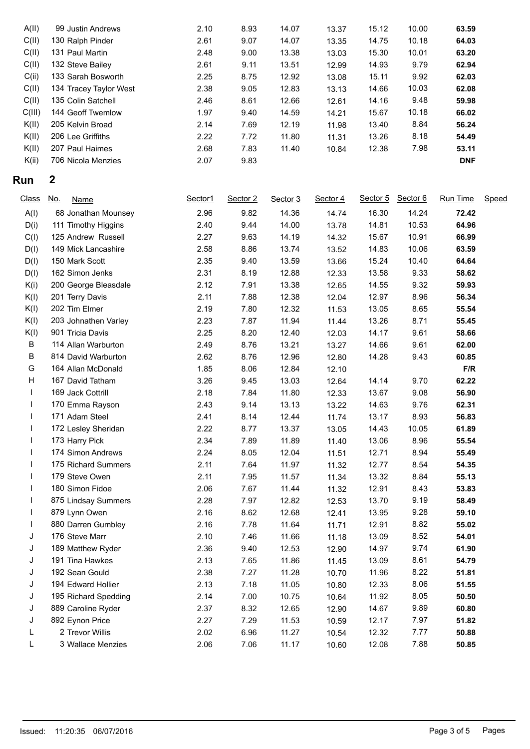| Class | No. | Name | Sector1 | Sector 2 | Sector 3 | Sector 4 | Sector 5 | Sector 6 | Run Time | Speed |
|---|---|---|---|---|---|---|---|---|---|---|
| A(II) | 99 | Justin Andrews | 2.10 | 8.93 | 14.07 | 13.37 | 15.12 | 10.00 | **63.59** | |
| C(II) | 130 | Ralph Pinder | 2.61 | 9.07 | 14.07 | 13.35 | 14.75 | 10.18 | **64.03** | |
| C(II) | 131 | Paul Martin | 2.48 | 9.00 | 13.38 | 13.03 | 15.30 | 10.01 | **63.20** | |
| C(II) | 132 | Steve Bailey | 2.61 | 9.11 | 13.51 | 12.99 | 14.93 | 9.79 | **62.94** | |
| C(ii) | 133 | Sarah Bosworth | 2.25 | 8.75 | 12.92 | 13.08 | 15.11 | 9.92 | **62.03** | |
| C(II) | 134 | Tracey Taylor West | 2.38 | 9.05 | 12.83 | 13.13 | 14.66 | 10.03 | **62.08** | |
| C(II) | 135 | Colin Satchell | 2.46 | 8.61 | 12.66 | 12.61 | 14.16 | 9.48 | **59.98** | |
| C(III) | 144 | Geoff Twemlow | 1.97 | 9.40 | 14.59 | 14.21 | 15.67 | 10.18 | **66.02** | |
| K(II) | 205 | Kelvin Broad | 2.14 | 7.69 | 12.19 | 11.98 | 13.40 | 8.84 | **56.24** | |
| K(II) | 206 | Lee Griffiths | 2.22 | 7.72 | 11.80 | 11.31 | 13.26 | 8.18 | **54.49** | |
| K(II) | 207 | Paul Haimes | 2.68 | 7.83 | 11.40 | 10.84 | 12.38 | 7.98 | **53.11** | |
| K(ii) | 706 | Nicola Menzies | 2.07 | 9.83 | | | | | **DNF** | |

## Run 2

| Class | No. | Name | Sector1 | Sector 2 | Sector 3 | Sector 4 | Sector 5 | Sector 6 | Run Time | Speed |
|---|---|---|---|---|---|---|---|---|---|---|
| A(I) | 68 | Jonathan Mounsey | 2.96 | 9.82 | 14.36 | 14.74 | 16.30 | 14.24 | **72.42** | |
| D(i) | 111 | Timothy Higgins | 2.40 | 9.44 | 14.00 | 13.78 | 14.81 | 10.53 | **64.96** | |
| C(I) | 125 | Andrew Russell | 2.27 | 9.63 | 14.19 | 14.32 | 15.67 | 10.91 | **66.99** | |
| D(I) | 149 | Mick Lancashire | 2.58 | 8.86 | 13.74 | 13.52 | 14.83 | 10.06 | **63.59** | |
| D(I) | 150 | Mark Scott | 2.35 | 9.40 | 13.59 | 13.66 | 15.24 | 10.40 | **64.64** | |
| D(I) | 162 | Simon Jenks | 2.31 | 8.19 | 12.88 | 12.33 | 13.58 | 9.33 | **58.62** | |
| K(i) | 200 | George Bleasdale | 2.12 | 7.91 | 13.38 | 12.65 | 14.55 | 9.32 | **59.93** | |
| K(I) | 201 | Terry Davis | 2.11 | 7.88 | 12.38 | 12.04 | 12.97 | 8.96 | **56.34** | |
| K(I) | 202 | Tim Elmer | 2.19 | 7.80 | 12.32 | 11.53 | 13.05 | 8.65 | **55.54** | |
| K(I) | 203 | Johnathen Varley | 2.23 | 7.87 | 11.94 | 11.44 | 13.26 | 8.71 | **55.45** | |
| K(I) | 901 | Tricia Davis | 2.25 | 8.20 | 12.40 | 12.03 | 14.17 | 9.61 | **58.66** | |
| B | 114 | Allan Warburton | 2.49 | 8.76 | 13.21 | 13.27 | 14.66 | 9.61 | **62.00** | |
| B | 814 | David Warburton | 2.62 | 8.76 | 12.96 | 12.80 | 14.28 | 9.43 | **60.85** | |
| G | 164 | Allan McDonald | 1.85 | 8.06 | 12.84 | 12.10 | | | **F/R** | |
| H | 167 | David Tatham | 3.26 | 9.45 | 13.03 | 12.64 | 14.14 | 9.70 | **62.22** | |
| I | 169 | Jack Cottrill | 2.18 | 7.84 | 11.80 | 12.33 | 13.67 | 9.08 | **56.90** | |
| I | 170 | Emma Rayson | 2.43 | 9.14 | 13.13 | 13.22 | 14.63 | 9.76 | **62.31** | |
| I | 171 | Adam Steel | 2.41 | 8.14 | 12.44 | 11.74 | 13.17 | 8.93 | **56.83** | |
| I | 172 | Lesley Sheridan | 2.22 | 8.77 | 13.37 | 13.05 | 14.43 | 10.05 | **61.89** | |
| I | 173 | Harry Pick | 2.34 | 7.89 | 11.89 | 11.40 | 13.06 | 8.96 | **55.54** | |
| I | 174 | Simon Andrews | 2.24 | 8.05 | 12.04 | 11.51 | 12.71 | 8.94 | **55.49** | |
| I | 175 | Richard Summers | 2.11 | 7.64 | 11.97 | 11.32 | 12.77 | 8.54 | **54.35** | |
| I | 179 | Steve Owen | 2.11 | 7.95 | 11.57 | 11.34 | 13.32 | 8.84 | **55.13** | |
| I | 180 | Simon Fidoe | 2.06 | 7.67 | 11.44 | 11.32 | 12.91 | 8.43 | **53.83** | |
| I | 875 | Lindsay Summers | 2.28 | 7.97 | 12.82 | 12.53 | 13.70 | 9.19 | **58.49** | |
| I | 879 | Lynn Owen | 2.16 | 8.62 | 12.68 | 12.41 | 13.95 | 9.28 | **59.10** | |
| I | 880 | Darren Gumbley | 2.16 | 7.78 | 11.64 | 11.71 | 12.91 | 8.82 | **55.02** | |
| J | 176 | Steve Marr | 2.10 | 7.46 | 11.66 | 11.18 | 13.09 | 8.52 | **54.01** | |
| J | 189 | Matthew Ryder | 2.36 | 9.40 | 12.53 | 12.90 | 14.97 | 9.74 | **61.90** | |
| J | 191 | Tina Hawkes | 2.13 | 7.65 | 11.86 | 11.45 | 13.09 | 8.61 | **54.79** | |
| J | 192 | Sean Gould | 2.38 | 7.27 | 11.28 | 10.70 | 11.96 | 8.22 | **51.81** | |
| J | 194 | Edward Hollier | 2.13 | 7.18 | 11.05 | 10.80 | 12.33 | 8.06 | **51.55** | |
| J | 195 | Richard Spedding | 2.14 | 7.00 | 10.75 | 10.64 | 11.92 | 8.05 | **50.50** | |
| J | 889 | Caroline Ryder | 2.37 | 8.32 | 12.65 | 12.90 | 14.67 | 9.89 | **60.80** | |
| J | 892 | Eynon Price | 2.27 | 7.29 | 11.53 | 10.59 | 12.17 | 7.97 | **51.82** | |
| L | 2 | Trevor Willis | 2.02 | 6.96 | 11.27 | 10.54 | 12.32 | 7.77 | **50.88** | |
| L | 3 | Wallace Menzies | 2.06 | 7.06 | 11.17 | 10.60 | 12.08 | 7.88 | **50.85** | |

Issued: 11:20:35 06/07/2016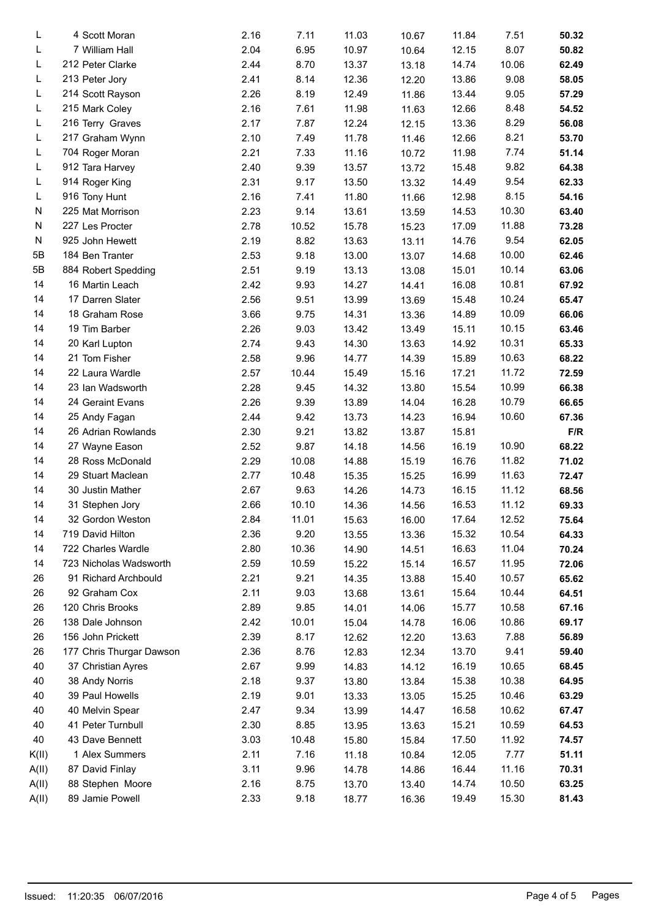| | | | | | | | | |
|---|---|---|---|---|---|---|---|---|
| L | 4 Scott Moran | 2.16 | 7.11 | 11.03 | 10.67 | 11.84 | 7.51 | **50.32** |
| L | 7 William Hall | 2.04 | 6.95 | 10.97 | 10.64 | 12.15 | 8.07 | **50.82** |
| L | 212 Peter Clarke | 2.44 | 8.70 | 13.37 | 13.18 | 14.74 | 10.06 | **62.49** |
| L | 213 Peter Jory | 2.41 | 8.14 | 12.36 | 12.20 | 13.86 | 9.08 | **58.05** |
| L | 214 Scott Rayson | 2.26 | 8.19 | 12.49 | 11.86 | 13.44 | 9.05 | **57.29** |
| L | 215 Mark Coley | 2.16 | 7.61 | 11.98 | 11.63 | 12.66 | 8.48 | **54.52** |
| L | 216 Terry Graves | 2.17 | 7.87 | 12.24 | 12.15 | 13.36 | 8.29 | **56.08** |
| L | 217 Graham Wynn | 2.10 | 7.49 | 11.78 | 11.46 | 12.66 | 8.21 | **53.70** |
| L | 704 Roger Moran | 2.21 | 7.33 | 11.16 | 10.72 | 11.98 | 7.74 | **51.14** |
| L | 912 Tara Harvey | 2.40 | 9.39 | 13.57 | 13.72 | 15.48 | 9.82 | **64.38** |
| L | 914 Roger King | 2.31 | 9.17 | 13.50 | 13.32 | 14.49 | 9.54 | **62.33** |
| L | 916 Tony Hunt | 2.16 | 7.41 | 11.80 | 11.66 | 12.98 | 8.15 | **54.16** |
| N | 225 Mat Morrison | 2.23 | 9.14 | 13.61 | 13.59 | 14.53 | 10.30 | **63.40** |
| N | 227 Les Procter | 2.78 | 10.52 | 15.78 | 15.23 | 17.09 | 11.88 | **73.28** |
| N | 925 John Hewett | 2.19 | 8.82 | 13.63 | 13.11 | 14.76 | 9.54 | **62.05** |
| 5B | 184 Ben Tranter | 2.53 | 9.18 | 13.00 | 13.07 | 14.68 | 10.00 | **62.46** |
| 5B | 884 Robert Spedding | 2.51 | 9.19 | 13.13 | 13.08 | 15.01 | 10.14 | **63.06** |
| 14 | 16 Martin Leach | 2.42 | 9.93 | 14.27 | 14.41 | 16.08 | 10.81 | **67.92** |
| 14 | 17 Darren Slater | 2.56 | 9.51 | 13.99 | 13.69 | 15.48 | 10.24 | **65.47** |
| 14 | 18 Graham Rose | 3.66 | 9.75 | 14.31 | 13.36 | 14.89 | 10.09 | **66.06** |
| 14 | 19 Tim Barber | 2.26 | 9.03 | 13.42 | 13.49 | 15.11 | 10.15 | **63.46** |
| 14 | 20 Karl Lupton | 2.74 | 9.43 | 14.30 | 13.63 | 14.92 | 10.31 | **65.33** |
| 14 | 21 Tom Fisher | 2.58 | 9.96 | 14.77 | 14.39 | 15.89 | 10.63 | **68.22** |
| 14 | 22 Laura Wardle | 2.57 | 10.44 | 15.49 | 15.16 | 17.21 | 11.72 | **72.59** |
| 14 | 23 Ian Wadsworth | 2.28 | 9.45 | 14.32 | 13.80 | 15.54 | 10.99 | **66.38** |
| 14 | 24 Geraint Evans | 2.26 | 9.39 | 13.89 | 14.04 | 16.28 | 10.79 | **66.65** |
| 14 | 25 Andy Fagan | 2.44 | 9.42 | 13.73 | 14.23 | 16.94 | 10.60 | **67.36** |
| 14 | 26 Adrian Rowlands | 2.30 | 9.21 | 13.82 | 13.87 | 15.81 | | **F/R** |
| 14 | 27 Wayne Eason | 2.52 | 9.87 | 14.18 | 14.56 | 16.19 | 10.90 | **68.22** |
| 14 | 28 Ross McDonald | 2.29 | 10.08 | 14.88 | 15.19 | 16.76 | 11.82 | **71.02** |
| 14 | 29 Stuart Maclean | 2.77 | 10.48 | 15.35 | 15.25 | 16.99 | 11.63 | **72.47** |
| 14 | 30 Justin Mather | 2.67 | 9.63 | 14.26 | 14.73 | 16.15 | 11.12 | **68.56** |
| 14 | 31 Stephen Jory | 2.66 | 10.10 | 14.36 | 14.56 | 16.53 | 11.12 | **69.33** |
| 14 | 32 Gordon Weston | 2.84 | 11.01 | 15.63 | 16.00 | 17.64 | 12.52 | **75.64** |
| 14 | 719 David Hilton | 2.36 | 9.20 | 13.55 | 13.36 | 15.32 | 10.54 | **64.33** |
| 14 | 722 Charles Wardle | 2.80 | 10.36 | 14.90 | 14.51 | 16.63 | 11.04 | **70.24** |
| 14 | 723 Nicholas Wadsworth | 2.59 | 10.59 | 15.22 | 15.14 | 16.57 | 11.95 | **72.06** |
| 26 | 91 Richard Archbould | 2.21 | 9.21 | 14.35 | 13.88 | 15.40 | 10.57 | **65.62** |
| 26 | 92 Graham Cox | 2.11 | 9.03 | 13.68 | 13.61 | 15.64 | 10.44 | **64.51** |
| 26 | 120 Chris Brooks | 2.89 | 9.85 | 14.01 | 14.06 | 15.77 | 10.58 | **67.16** |
| 26 | 138 Dale Johnson | 2.42 | 10.01 | 15.04 | 14.78 | 16.06 | 10.86 | **69.17** |
| 26 | 156 John Prickett | 2.39 | 8.17 | 12.62 | 12.20 | 13.63 | 7.88 | **56.89** |
| 26 | 177 Chris Thurgar Dawson | 2.36 | 8.76 | 12.83 | 12.34 | 13.70 | 9.41 | **59.40** |
| 40 | 37 Christian Ayres | 2.67 | 9.99 | 14.83 | 14.12 | 16.19 | 10.65 | **68.45** |
| 40 | 38 Andy Norris | 2.18 | 9.37 | 13.80 | 13.84 | 15.38 | 10.38 | **64.95** |
| 40 | 39 Paul Howells | 2.19 | 9.01 | 13.33 | 13.05 | 15.25 | 10.46 | **63.29** |
| 40 | 40 Melvin Spear | 2.47 | 9.34 | 13.99 | 14.47 | 16.58 | 10.62 | **67.47** |
| 40 | 41 Peter Turnbull | 2.30 | 8.85 | 13.95 | 13.63 | 15.21 | 10.59 | **64.53** |
| 40 | 43 Dave Bennett | 3.03 | 10.48 | 15.80 | 15.84 | 17.50 | 11.92 | **74.57** |
| K(II) | 1 Alex Summers | 2.11 | 7.16 | 11.18 | 10.84 | 12.05 | 7.77 | **51.11** |
| A(II) | 87 David Finlay | 3.11 | 9.96 | 14.78 | 14.86 | 16.44 | 11.16 | **70.31** |
| A(II) | 88 Stephen Moore | 2.16 | 8.75 | 13.70 | 13.40 | 14.74 | 10.50 | **63.25** |
| A(II) | 89 Jamie Powell | 2.33 | 9.18 | 18.77 | 16.36 | 19.49 | 15.30 | **81.43** |

Issued: 11:20:35 06/07/2016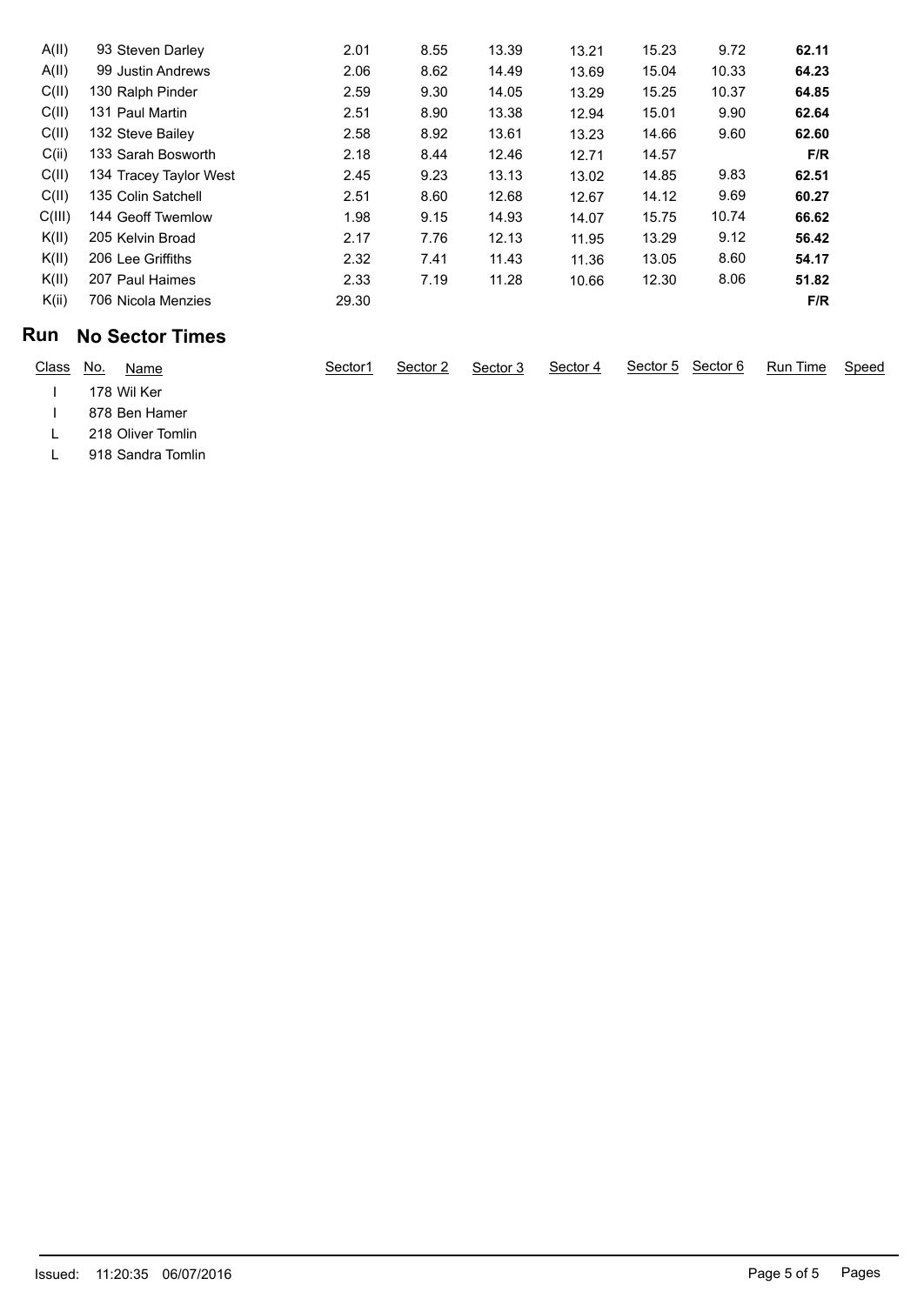| | | | | | | | | | | |
|---|---|---|---|---|---|---|---|---|---|---|
| A(II) | 93 | Steven Darley | 2.01 | 8.55 | 13.39 | 13.21 | 15.23 | 9.72 | **62.11** | |
| A(II) | 99 | Justin Andrews | 2.06 | 8.62 | 14.49 | 13.69 | 15.04 | 10.33 | **64.23** | |
| C(II) | 130 | Ralph Pinder | 2.59 | 9.30 | 14.05 | 13.29 | 15.25 | 10.37 | **64.85** | |
| C(II) | 131 | Paul Martin | 2.51 | 8.90 | 13.38 | 12.94 | 15.01 | 9.90 | **62.64** | |
| C(II) | 132 | Steve Bailey | 2.58 | 8.92 | 13.61 | 13.23 | 14.66 | 9.60 | **62.60** | |
| C(ii) | 133 | Sarah Bosworth | 2.18 | 8.44 | 12.46 | 12.71 | 14.57 | | **F/R** | |
| C(II) | 134 | Tracey Taylor West | 2.45 | 9.23 | 13.13 | 13.02 | 14.85 | 9.83 | **62.51** | |
| C(II) | 135 | Colin Satchell | 2.51 | 8.60 | 12.68 | 12.67 | 14.12 | 9.69 | **60.27** | |
| C(III) | 144 | Geoff Twemlow | 1.98 | 9.15 | 14.93 | 14.07 | 15.75 | 10.74 | **66.62** | |
| K(II) | 205 | Kelvin Broad | 2.17 | 7.76 | 12.13 | 11.95 | 13.29 | 9.12 | **56.42** | |
| K(II) | 206 | Lee Griffiths | 2.32 | 7.41 | 11.43 | 11.36 | 13.05 | 8.60 | **54.17** | |
| K(II) | 207 | Paul Haimes | 2.33 | 7.19 | 11.28 | 10.66 | 12.30 | 8.06 | **51.82** | |
| K(ii) | 706 | Nicola Menzies | 29.30 | | | | | | **F/R** | |

## Run No Sector Times

| Class | No. | Name | Sector1 | Sector 2 | Sector 3 | Sector 4 | Sector 5 | Sector 6 | Run Time | Speed |
|---|---|---|---|---|---|---|---|---|---|---|
| I | 178 | Wil Ker | | | | | | | | |
| I | 878 | Ben Hamer | | | | | | | | |
| L | 218 | Oliver Tomlin | | | | | | | | |
| L | 918 | Sandra Tomlin | | | | | | | | |

Issued: 11:20:35 06/07/2016